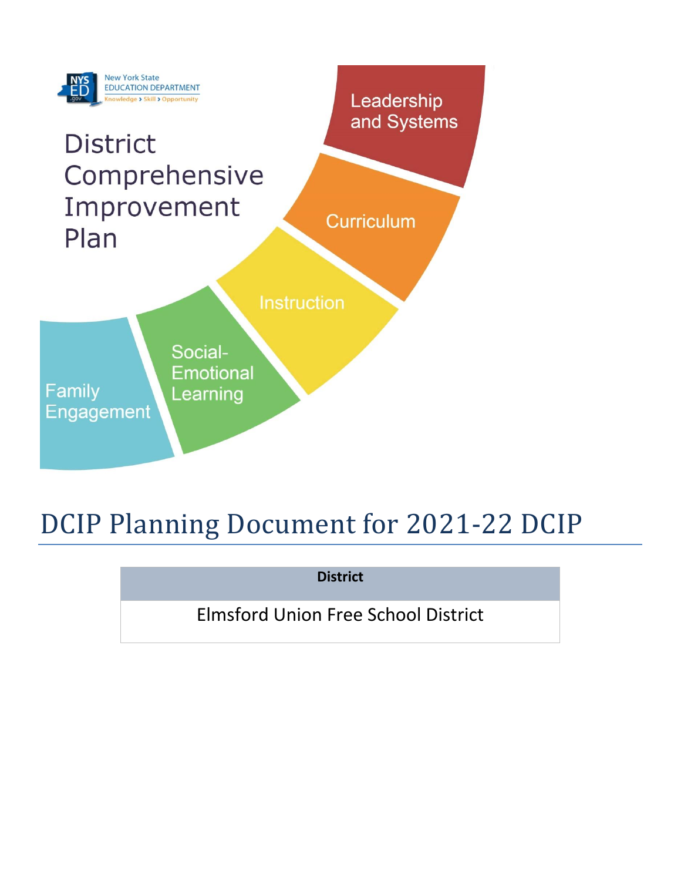New York State EDUCATION DEPARTMENT
Knowledge > Skill > Opportunity

# District Comprehensive Improvement Plan

Leadership and Systems

Curriculum

Instruction

Social-Emotional Learning

Family Engagement

# DCIP Planning Document for 2021-22 DCIP

| District |
| --- |
| Elmsford Union Free School District |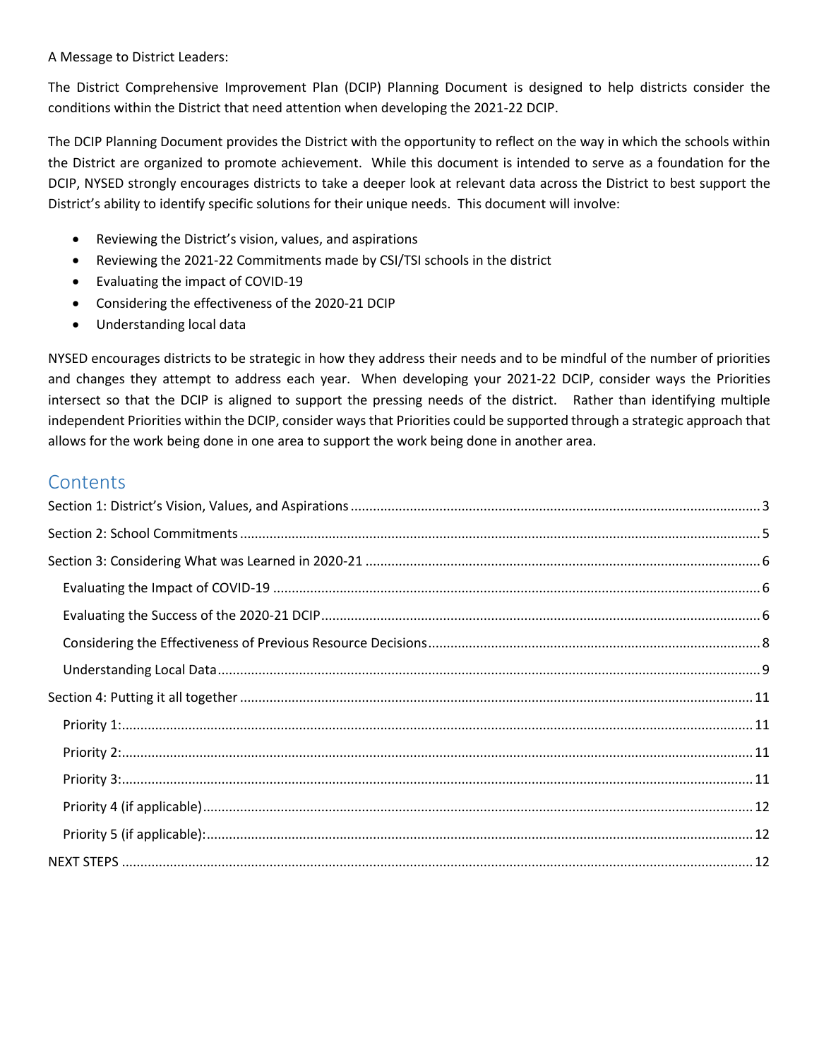A Message to District Leaders:

The District Comprehensive Improvement Plan (DCIP) Planning Document is designed to help districts consider the conditions within the District that need attention when developing the 2021-22 DCIP.

The DCIP Planning Document provides the District with the opportunity to reflect on the way in which the schools within the District are organized to promote achievement. While this document is intended to serve as a foundation for the DCIP, NYSED strongly encourages districts to take a deeper look at relevant data across the District to best support the District's ability to identify specific solutions for their unique needs. This document will involve:

- Reviewing the District's vision, values, and aspirations
- Reviewing the 2021-22 Commitments made by CSI/TSI schools in the district
- Evaluating the impact of COVID-19
- Considering the effectiveness of the 2020-21 DCIP
- Understanding local data

NYSED encourages districts to be strategic in how they address their needs and to be mindful of the number of priorities and changes they attempt to address each year. When developing your 2021-22 DCIP, consider ways the Priorities intersect so that the DCIP is aligned to support the pressing needs of the district. Rather than identifying multiple independent Priorities within the DCIP, consider ways that Priorities could be supported through a strategic approach that allows for the work being done in one area to support the work being done in another area.

## Contents

- Section 1: District's Vision, Values, and Aspirations ..... 3
- Section 2: School Commitments ..... 5
- Section 3: Considering What was Learned in 2020-21 ..... 6
  - Evaluating the Impact of COVID-19 ..... 6
  - Evaluating the Success of the 2020-21 DCIP ..... 6
  - Considering the Effectiveness of Previous Resource Decisions ..... 8
  - Understanding Local Data ..... 9
- Section 4: Putting it all together ..... 11
  - Priority 1: ..... 11
  - Priority 2: ..... 11
  - Priority 3: ..... 11
  - Priority 4 (if applicable) ..... 12
  - Priority 5 (if applicable): ..... 12
- NEXT STEPS ..... 12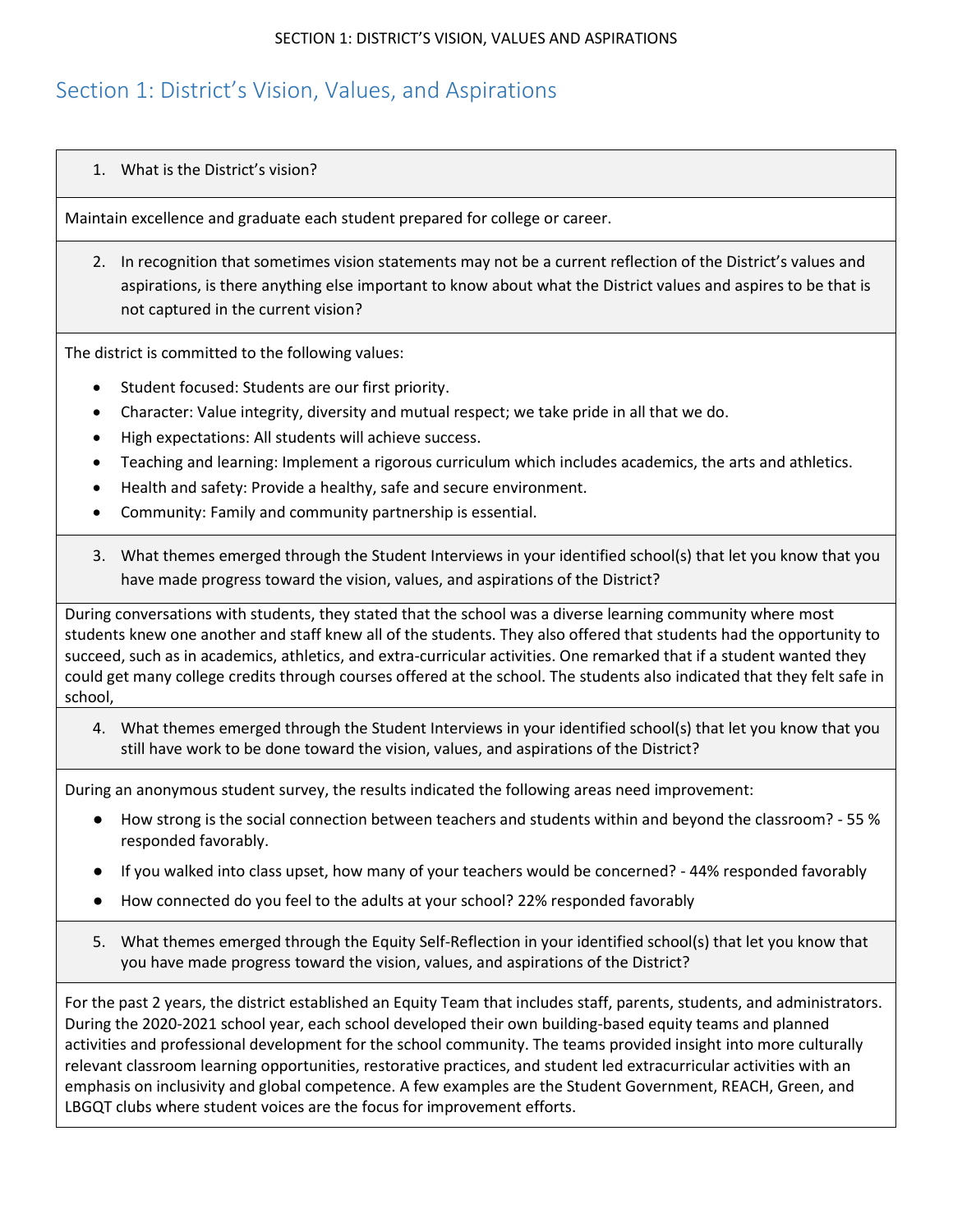# Section 1: District's Vision, Values, and Aspirations

1. What is the District's vision?

Maintain excellence and graduate each student prepared for college or career.

2. In recognition that sometimes vision statements may not be a current reflection of the District's values and aspirations, is there anything else important to know about what the District values and aspires to be that is not captured in the current vision?

The district is committed to the following values:

- Student focused: Students are our first priority.
- Character: Value integrity, diversity and mutual respect; we take pride in all that we do.
- High expectations: All students will achieve success.
- Teaching and learning: Implement a rigorous curriculum which includes academics, the arts and athletics.
- Health and safety: Provide a healthy, safe and secure environment.
- Community: Family and community partnership is essential.

3. What themes emerged through the Student Interviews in your identified school(s) that let you know that you have made progress toward the vision, values, and aspirations of the District?

During conversations with students, they stated that the school was a diverse learning community where most students knew one another and staff knew all of the students. They also offered that students had the opportunity to succeed, such as in academics, athletics, and extra-curricular activities. One remarked that if a student wanted they could get many college credits through courses offered at the school. The students also indicated that they felt safe in school,

4. What themes emerged through the Student Interviews in your identified school(s) that let you know that you still have work to be done toward the vision, values, and aspirations of the District?

During an anonymous student survey, the results indicated the following areas need improvement:

- How strong is the social connection between teachers and students within and beyond the classroom? - 55 % responded favorably.
- If you walked into class upset, how many of your teachers would be concerned? - 44% responded favorably
- How connected do you feel to the adults at your school? 22% responded favorably

5. What themes emerged through the Equity Self-Reflection in your identified school(s) that let you know that you have made progress toward the vision, values, and aspirations of the District?

For the past 2 years, the district established an Equity Team that includes staff, parents, students, and administrators. During the 2020-2021 school year, each school developed their own building-based equity teams and planned activities and professional development for the school community. The teams provided insight into more culturally relevant classroom learning opportunities, restorative practices, and student led extracurricular activities with an emphasis on inclusivity and global competence. A few examples are the Student Government, REACH, Green, and LBGQT clubs where student voices are the focus for improvement efforts.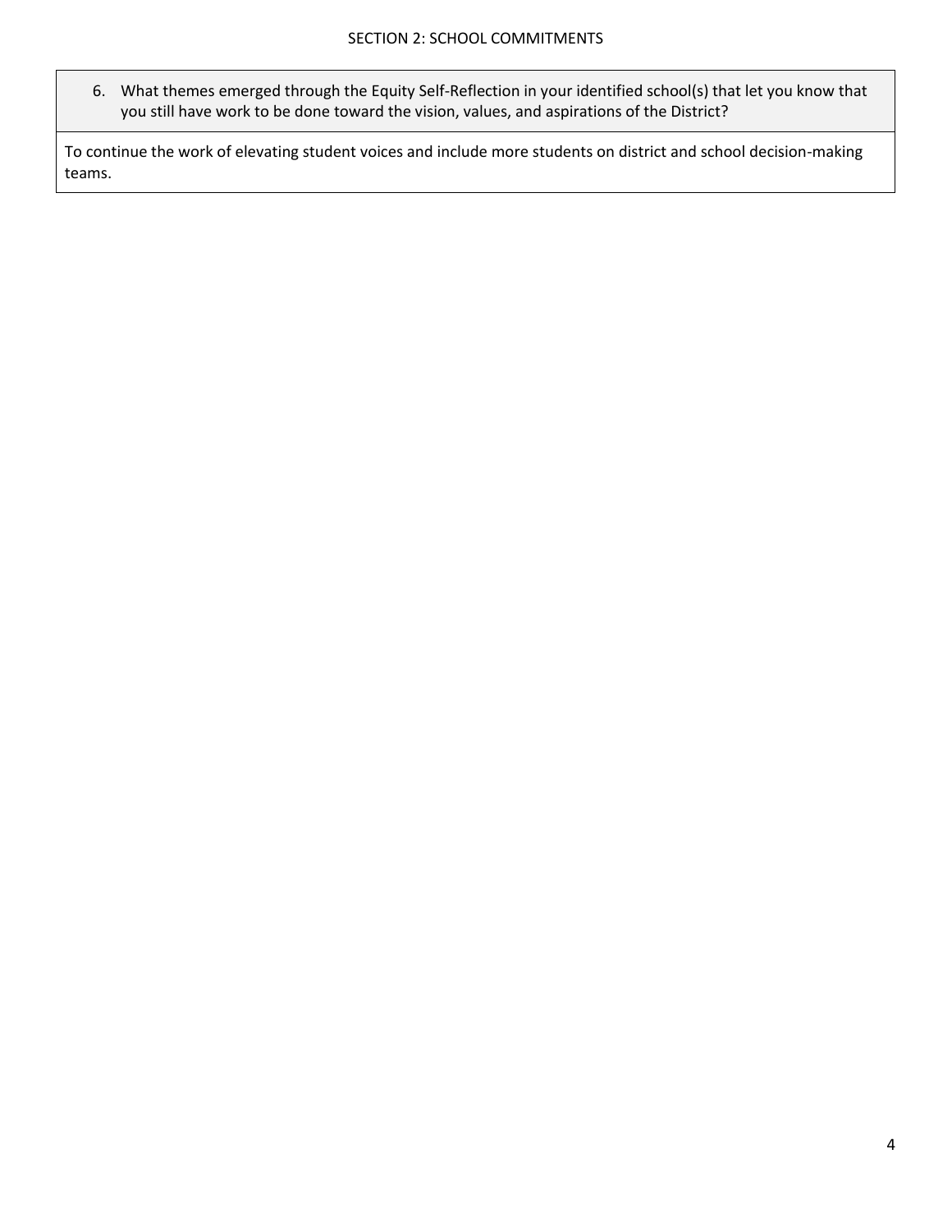## SECTION 2: SCHOOL COMMITMENTS

6. What themes emerged through the Equity Self-Reflection in your identified school(s) that let you know that you still have work to be done toward the vision, values, and aspirations of the District?

To continue the work of elevating student voices and include more students on district and school decision-making teams.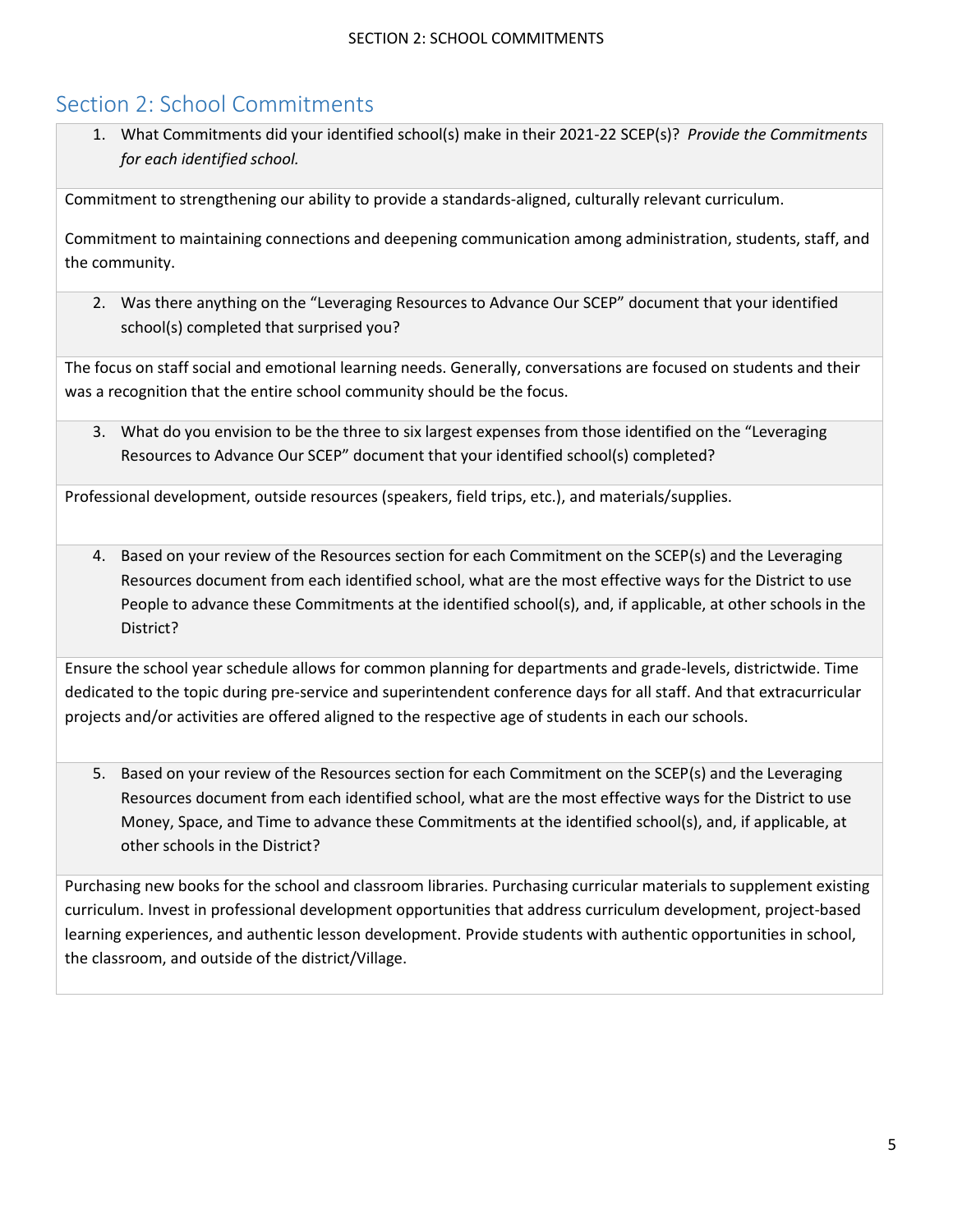## Section 2: School Commitments

1. What Commitments did your identified school(s) make in their 2021-22 SCEP(s)? *Provide the Commitments for each identified school.*

Commitment to strengthening our ability to provide a standards-aligned, culturally relevant curriculum.

Commitment to maintaining connections and deepening communication among administration, students, staff, and the community.

2. Was there anything on the "Leveraging Resources to Advance Our SCEP" document that your identified school(s) completed that surprised you?

The focus on staff social and emotional learning needs. Generally, conversations are focused on students and their was a recognition that the entire school community should be the focus.

3. What do you envision to be the three to six largest expenses from those identified on the "Leveraging Resources to Advance Our SCEP" document that your identified school(s) completed?

Professional development, outside resources (speakers, field trips, etc.), and materials/supplies.

4. Based on your review of the Resources section for each Commitment on the SCEP(s) and the Leveraging Resources document from each identified school, what are the most effective ways for the District to use People to advance these Commitments at the identified school(s), and, if applicable, at other schools in the District?

Ensure the school year schedule allows for common planning for departments and grade-levels, districtwide. Time dedicated to the topic during pre-service and superintendent conference days for all staff. And that extracurricular projects and/or activities are offered aligned to the respective age of students in each our schools.

5. Based on your review of the Resources section for each Commitment on the SCEP(s) and the Leveraging Resources document from each identified school, what are the most effective ways for the District to use Money, Space, and Time to advance these Commitments at the identified school(s), and, if applicable, at other schools in the District?

Purchasing new books for the school and classroom libraries. Purchasing curricular materials to supplement existing curriculum. Invest in professional development opportunities that address curriculum development, project-based learning experiences, and authentic lesson development. Provide students with authentic opportunities in school, the classroom, and outside of the district/Village.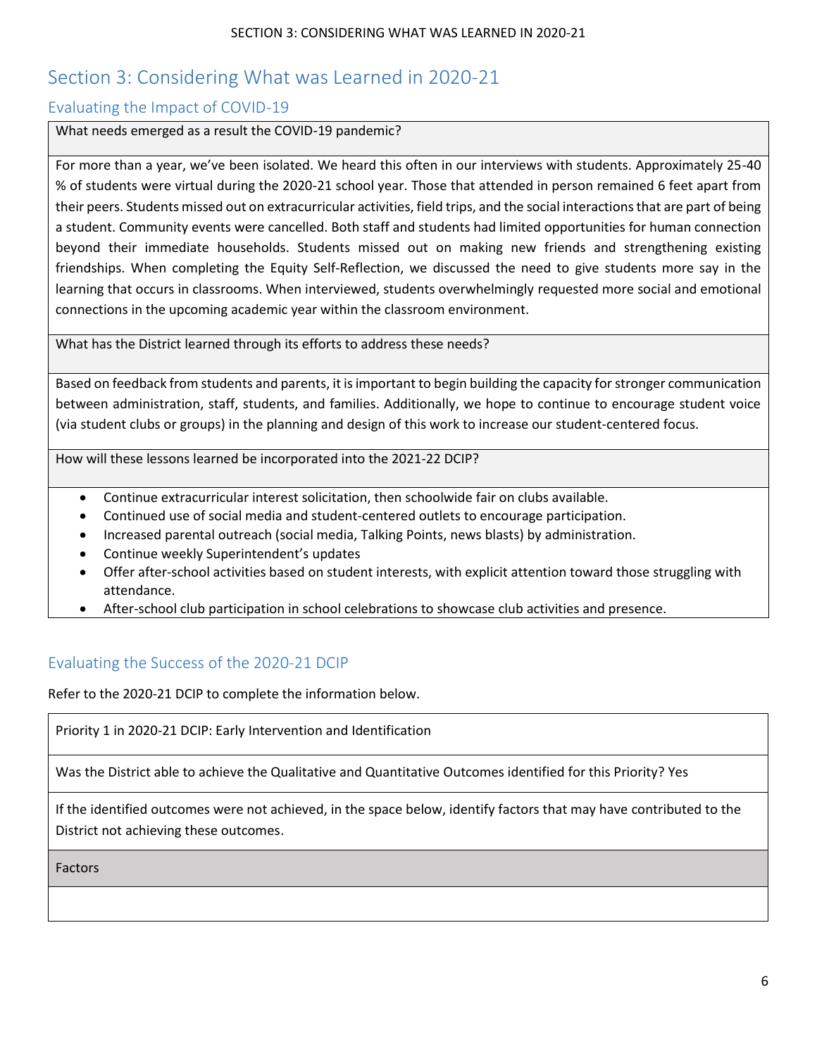# Section 3: Considering What was Learned in 2020-21

## Evaluating the Impact of COVID-19

| What needs emerged as a result the COVID-19 pandemic? |
|---|
| For more than a year, we've been isolated. We heard this often in our interviews with students. Approximately 25-40 % of students were virtual during the 2020-21 school year. Those that attended in person remained 6 feet apart from their peers. Students missed out on extracurricular activities, field trips, and the social interactions that are part of being a student. Community events were cancelled. Both staff and students had limited opportunities for human connection beyond their immediate households. Students missed out on making new friends and strengthening existing friendships. When completing the Equity Self-Reflection, we discussed the need to give students more say in the learning that occurs in classrooms. When interviewed, students overwhelmingly requested more social and emotional connections in the upcoming academic year within the classroom environment. |
| What has the District learned through its efforts to address these needs? |
| Based on feedback from students and parents, it is important to begin building the capacity for stronger communication between administration, staff, students, and families. Additionally, we hope to continue to encourage student voice (via student clubs or groups) in the planning and design of this work to increase our student-centered focus. |
| How will these lessons learned be incorporated into the 2021-22 DCIP? |
| • Continue extracurricular interest solicitation, then schoolwide fair on clubs available.<br>• Continued use of social media and student-centered outlets to encourage participation.<br>• Increased parental outreach (social media, Talking Points, news blasts) by administration.<br>• Continue weekly Superintendent's updates<br>• Offer after-school activities based on student interests, with explicit attention toward those struggling with attendance.<br>• After-school club participation in school celebrations to showcase club activities and presence. |

## Evaluating the Success of the 2020-21 DCIP

Refer to the 2020-21 DCIP to complete the information below.

| Priority 1 in 2020-21 DCIP: Early Intervention and Identification |
|---|
| Was the District able to achieve the Qualitative and Quantitative Outcomes identified for this Priority? Yes |
| If the identified outcomes were not achieved, in the space below, identify factors that may have contributed to the District not achieving these outcomes. |
| Factors |
| |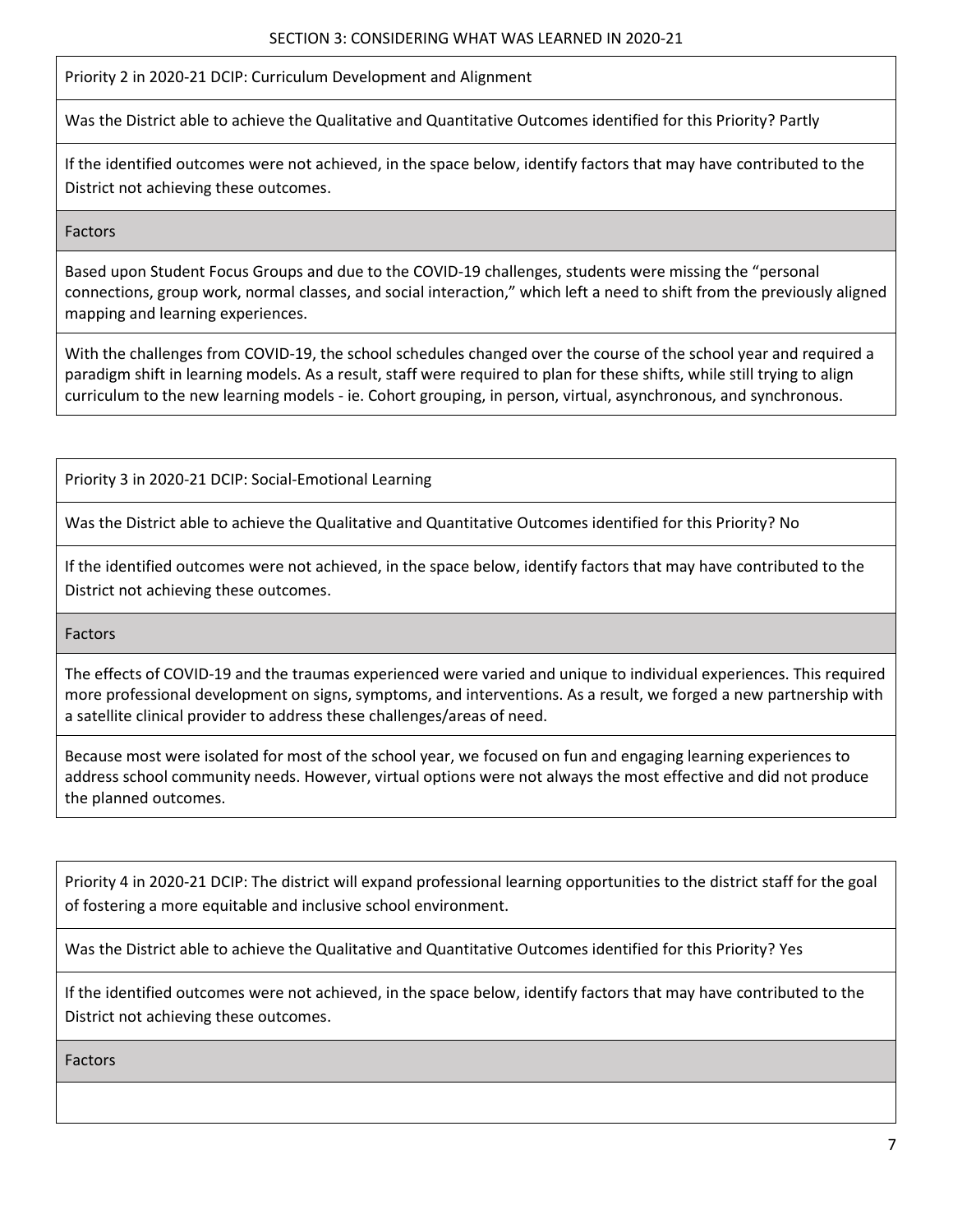SECTION 3: CONSIDERING WHAT WAS LEARNED IN 2020-21

| Priority 2 in 2020-21 DCIP: Curriculum Development and Alignment |
| --- |
| Was the District able to achieve the Qualitative and Quantitative Outcomes identified for this Priority? Partly |
| If the identified outcomes were not achieved, in the space below, identify factors that may have contributed to the District not achieving these outcomes. |
| Factors |
| Based upon Student Focus Groups and due to the COVID-19 challenges, students were missing the "personal connections, group work, normal classes, and social interaction," which left a need to shift from the previously aligned mapping and learning experiences. |
| With the challenges from COVID-19, the school schedules changed over the course of the school year and required a paradigm shift in learning models. As a result, staff were required to plan for these shifts, while still trying to align curriculum to the new learning models - ie. Cohort grouping, in person, virtual, asynchronous, and synchronous. |

| Priority 3 in 2020-21 DCIP: Social-Emotional Learning |
| --- |
| Was the District able to achieve the Qualitative and Quantitative Outcomes identified for this Priority? No |
| If the identified outcomes were not achieved, in the space below, identify factors that may have contributed to the District not achieving these outcomes. |
| Factors |
| The effects of COVID-19 and the traumas experienced were varied and unique to individual experiences. This required more professional development on signs, symptoms, and interventions. As a result, we forged a new partnership with a satellite clinical provider to address these challenges/areas of need. |
| Because most were isolated for most of the school year, we focused on fun and engaging learning experiences to address school community needs. However, virtual options were not always the most effective and did not produce the planned outcomes. |

| Priority 4 in 2020-21 DCIP: The district will expand professional learning opportunities to the district staff for the goal of fostering a more equitable and inclusive school environment. |
| --- |
| Was the District able to achieve the Qualitative and Quantitative Outcomes identified for this Priority? Yes |
| If the identified outcomes were not achieved, in the space below, identify factors that may have contributed to the District not achieving these outcomes. |
| Factors |
| |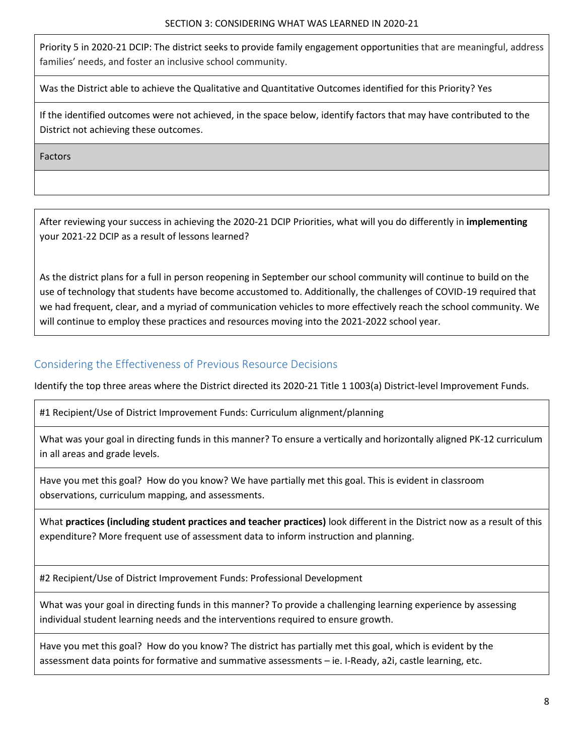SECTION 3: CONSIDERING WHAT WAS LEARNED IN 2020-21

Priority 5 in 2020-21 DCIP: The district seeks to provide family engagement opportunities that are meaningful, address families' needs, and foster an inclusive school community.

Was the District able to achieve the Qualitative and Quantitative Outcomes identified for this Priority? Yes

If the identified outcomes were not achieved, in the space below, identify factors that may have contributed to the District not achieving these outcomes.

| Factors |
| --- |
| |

After reviewing your success in achieving the 2020-21 DCIP Priorities, what will you do differently in **implementing** your 2021-22 DCIP as a result of lessons learned?

As the district plans for a full in person reopening in September our school community will continue to build on the use of technology that students have become accustomed to. Additionally, the challenges of COVID-19 required that we had frequent, clear, and a myriad of communication vehicles to more effectively reach the school community. We will continue to employ these practices and resources moving into the 2021-2022 school year.

## Considering the Effectiveness of Previous Resource Decisions

Identify the top three areas where the District directed its 2020-21 Title 1 1003(a) District-level Improvement Funds.

#1 Recipient/Use of District Improvement Funds: Curriculum alignment/planning

What was your goal in directing funds in this manner? To ensure a vertically and horizontally aligned PK-12 curriculum in all areas and grade levels.

Have you met this goal? How do you know? We have partially met this goal. This is evident in classroom observations, curriculum mapping, and assessments.

What **practices (including student practices and teacher practices)** look different in the District now as a result of this expenditure? More frequent use of assessment data to inform instruction and planning.

#2 Recipient/Use of District Improvement Funds: Professional Development

What was your goal in directing funds in this manner? To provide a challenging learning experience by assessing individual student learning needs and the interventions required to ensure growth.

Have you met this goal? How do you know? The district has partially met this goal, which is evident by the assessment data points for formative and summative assessments – ie. I-Ready, a2i, castle learning, etc.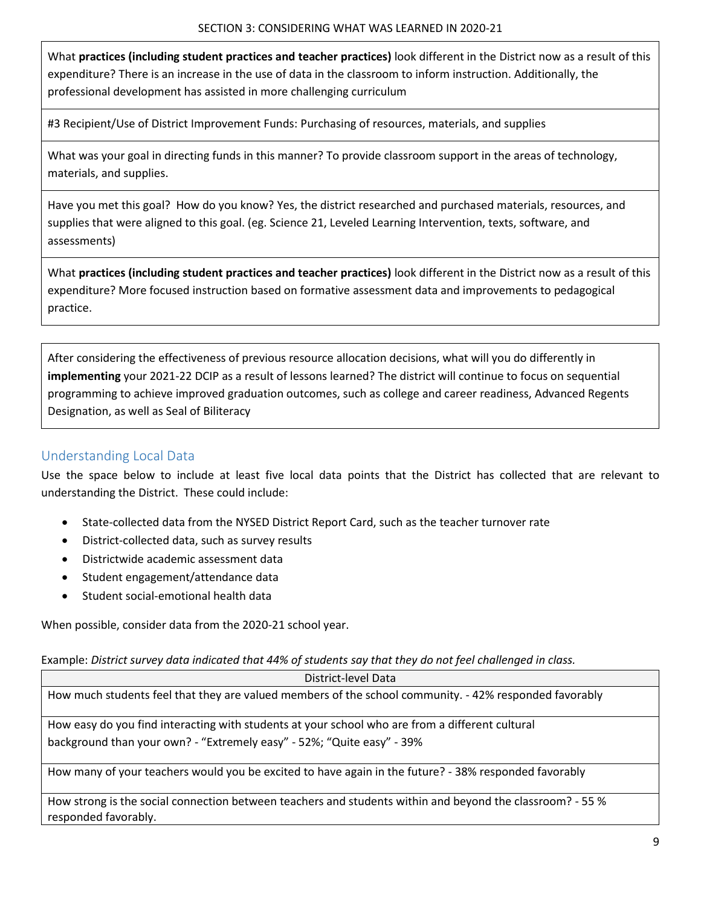SECTION 3: CONSIDERING WHAT WAS LEARNED IN 2020-21

What **practices (including student practices and teacher practices)** look different in the District now as a result of this expenditure? There is an increase in the use of data in the classroom to inform instruction. Additionally, the professional development has assisted in more challenging curriculum

#3 Recipient/Use of District Improvement Funds: Purchasing of resources, materials, and supplies

What was your goal in directing funds in this manner? To provide classroom support in the areas of technology, materials, and supplies.

Have you met this goal? How do you know? Yes, the district researched and purchased materials, resources, and supplies that were aligned to this goal. (eg. Science 21, Leveled Learning Intervention, texts, software, and assessments)

What **practices (including student practices and teacher practices)** look different in the District now as a result of this expenditure? More focused instruction based on formative assessment data and improvements to pedagogical practice.

After considering the effectiveness of previous resource allocation decisions, what will you do differently in **implementing** your 2021-22 DCIP as a result of lessons learned? The district will continue to focus on sequential programming to achieve improved graduation outcomes, such as college and career readiness, Advanced Regents Designation, as well as Seal of Biliteracy

## Understanding Local Data

Use the space below to include at least five local data points that the District has collected that are relevant to understanding the District. These could include:

- State-collected data from the NYSED District Report Card, such as the teacher turnover rate
- District-collected data, such as survey results
- Districtwide academic assessment data
- Student engagement/attendance data
- Student social-emotional health data

When possible, consider data from the 2020-21 school year.

Example: *District survey data indicated that 44% of students say that they do not feel challenged in class.*

| District-level Data |
|---|
| How much students feel that they are valued members of the school community. - 42% responded favorably |
| How easy do you find interacting with students at your school who are from a different cultural background than your own? - "Extremely easy" - 52%; "Quite easy" - 39% |
| How many of your teachers would you be excited to have again in the future? - 38% responded favorably |
| How strong is the social connection between teachers and students within and beyond the classroom? - 55 % responded favorably. |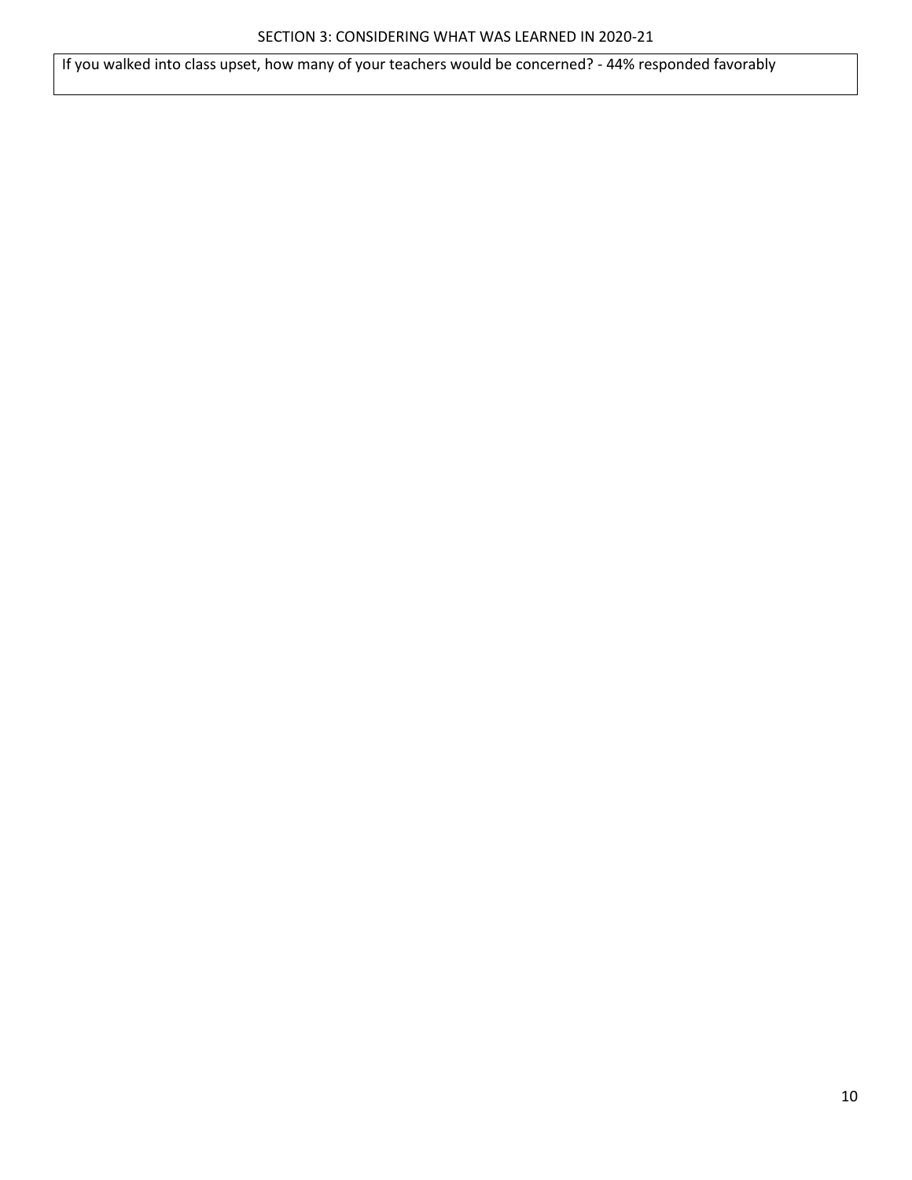SECTION 3: CONSIDERING WHAT WAS LEARNED IN 2020-21

| If you walked into class upset, how many of your teachers would be concerned? - 44% responded favorably |
| --- |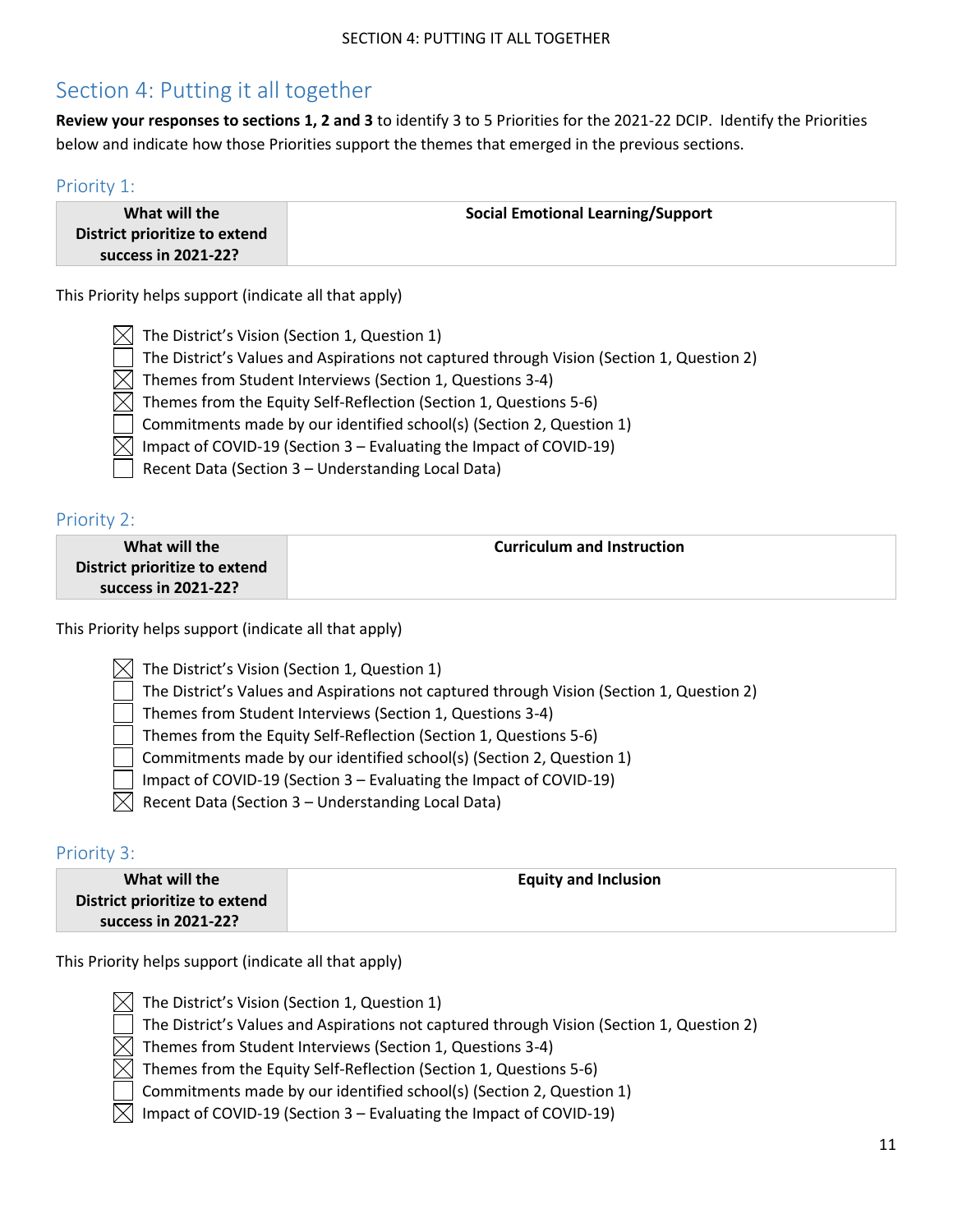# Section 4: Putting it all together

**Review your responses to sections 1, 2 and 3** to identify 3 to 5 Priorities for the 2021-22 DCIP. Identify the Priorities below and indicate how those Priorities support the themes that emerged in the previous sections.

## Priority 1:

| What will the District prioritize to extend success in 2021-22? | Social Emotional Learning/Support |
|---|---|

This Priority helps support (indicate all that apply)

- ☒ The District's Vision (Section 1, Question 1)
- ☐ The District's Values and Aspirations not captured through Vision (Section 1, Question 2)
- ☒ Themes from Student Interviews (Section 1, Questions 3-4)
- ☒ Themes from the Equity Self-Reflection (Section 1, Questions 5-6)
- ☐ Commitments made by our identified school(s) (Section 2, Question 1)
- ☒ Impact of COVID-19 (Section 3 – Evaluating the Impact of COVID-19)
- ☐ Recent Data (Section 3 – Understanding Local Data)

## Priority 2:

| What will the District prioritize to extend success in 2021-22? | Curriculum and Instruction |
|---|---|

This Priority helps support (indicate all that apply)

- ☒ The District's Vision (Section 1, Question 1)
- ☐ The District's Values and Aspirations not captured through Vision (Section 1, Question 2)
- ☐ Themes from Student Interviews (Section 1, Questions 3-4)
- ☐ Themes from the Equity Self-Reflection (Section 1, Questions 5-6)
- ☐ Commitments made by our identified school(s) (Section 2, Question 1)
- ☐ Impact of COVID-19 (Section 3 – Evaluating the Impact of COVID-19)
- ☒ Recent Data (Section 3 – Understanding Local Data)

## Priority 3:

| What will the District prioritize to extend success in 2021-22? | Equity and Inclusion |
|---|---|

This Priority helps support (indicate all that apply)

- ☒ The District's Vision (Section 1, Question 1)
- ☐ The District's Values and Aspirations not captured through Vision (Section 1, Question 2)
- ☒ Themes from Student Interviews (Section 1, Questions 3-4)
- ☒ Themes from the Equity Self-Reflection (Section 1, Questions 5-6)
- ☐ Commitments made by our identified school(s) (Section 2, Question 1)
- ☒ Impact of COVID-19 (Section 3 – Evaluating the Impact of COVID-19)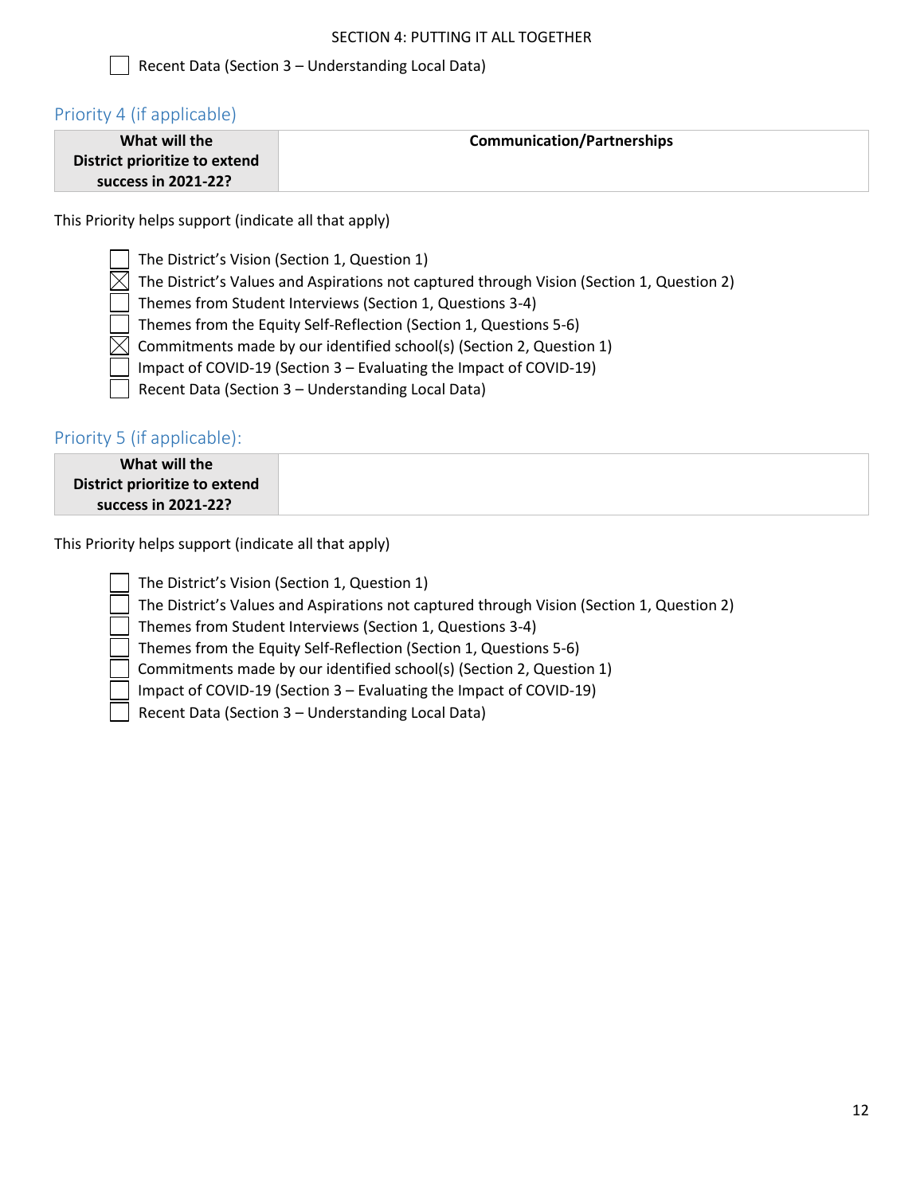- [ ] Recent Data (Section 3 – Understanding Local Data)

## Priority 4 (if applicable)

| | |
|---|---|
| **What will the District prioritize to extend success in 2021-22?** | **Communication/Partnerships** |

This Priority helps support (indicate all that apply)

- [ ] The District's Vision (Section 1, Question 1)
- [x] The District's Values and Aspirations not captured through Vision (Section 1, Question 2)
- [ ] Themes from Student Interviews (Section 1, Questions 3-4)
- [ ] Themes from the Equity Self-Reflection (Section 1, Questions 5-6)
- [x] Commitments made by our identified school(s) (Section 2, Question 1)
- [ ] Impact of COVID-19 (Section 3 – Evaluating the Impact of COVID-19)
- [ ] Recent Data (Section 3 – Understanding Local Data)

## Priority 5 (if applicable):

| | |
|---|---|
| **What will the District prioritize to extend success in 2021-22?** | |

This Priority helps support (indicate all that apply)

- [ ] The District's Vision (Section 1, Question 1)
- [ ] The District's Values and Aspirations not captured through Vision (Section 1, Question 2)
- [ ] Themes from Student Interviews (Section 1, Questions 3-4)
- [ ] Themes from the Equity Self-Reflection (Section 1, Questions 5-6)
- [ ] Commitments made by our identified school(s) (Section 2, Question 1)
- [ ] Impact of COVID-19 (Section 3 – Evaluating the Impact of COVID-19)
- [ ] Recent Data (Section 3 – Understanding Local Data)